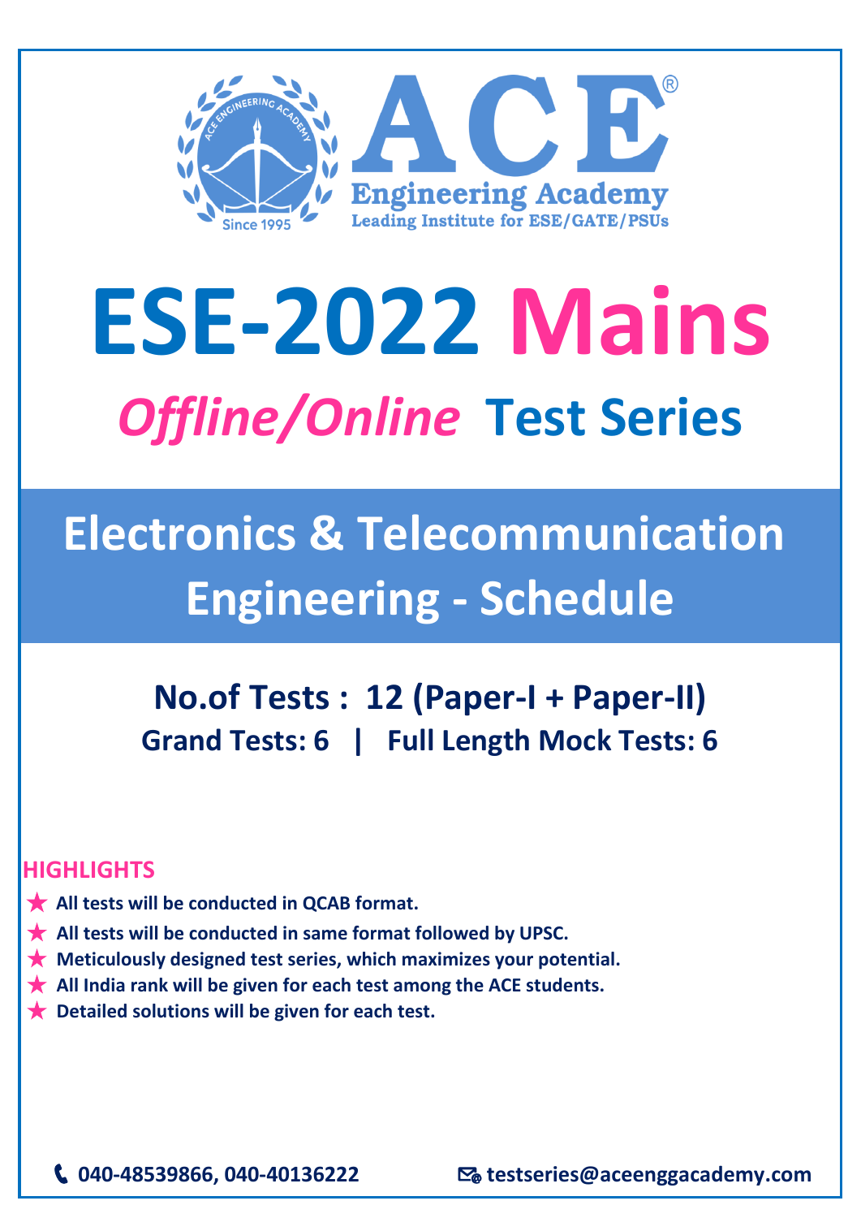ACE Engineering Academy
Leading Institute for ESE/GATE/PSUs

Since 1995

# ESE-2022 Mains

## *Offline/Online* Test Series

## Electronics & Telecommunication Engineering - Schedule

### No.of Tests : 12 (Paper-I + Paper-II)

**Grand Tests: 6 | Full Length Mock Tests: 6**

**HIGHLIGHTS**

- ★ **All tests will be conducted in QCAB format.**
- ★ **All tests will be conducted in same format followed by UPSC.**
- ★ **Meticulously designed test series, which maximizes your potential.**
- ★ **All India rank will be given for each test among the ACE students.**
- ★ **Detailed solutions will be given for each test.**

**040-48539866, 040-40136222** **testseries@aceenggacademy.com**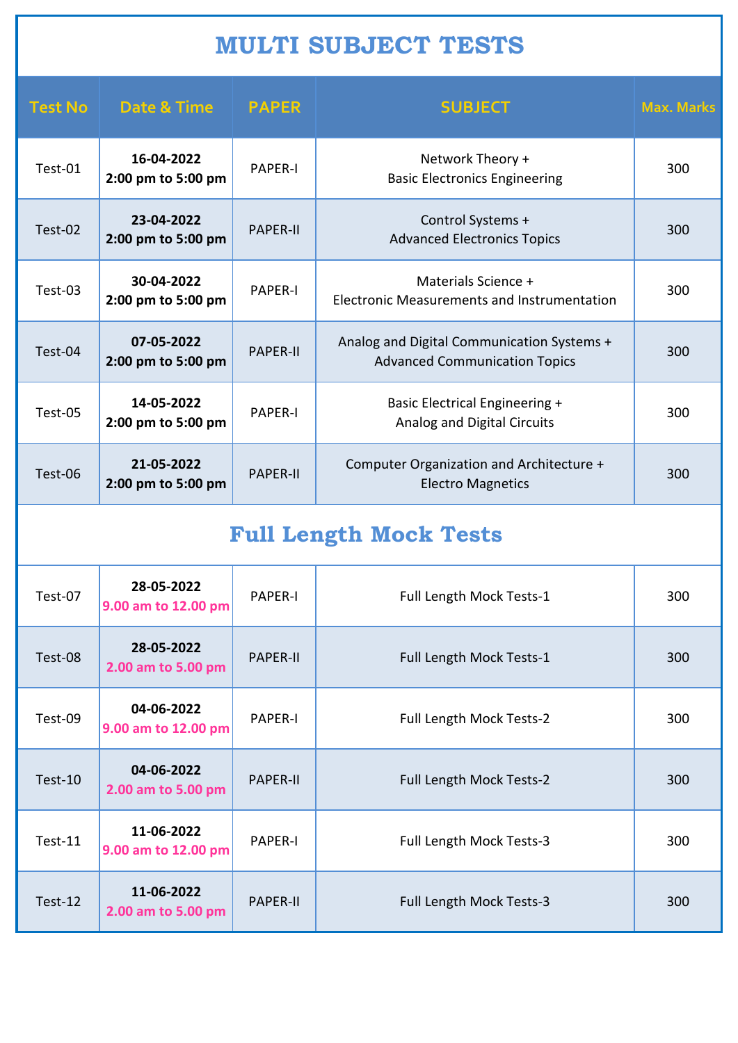# MULTI SUBJECT TESTS

| Test No | Date & Time | PAPER | SUBJECT | Max. Marks |
|---|---|---|---|---|
| Test-01 | **16-04-2022 2:00 pm to 5:00 pm** | PAPER-I | Network Theory + Basic Electronics Engineering | 300 |
| Test-02 | **23-04-2022 2:00 pm to 5:00 pm** | PAPER-II | Control Systems + Advanced Electronics Topics | 300 |
| Test-03 | **30-04-2022 2:00 pm to 5:00 pm** | PAPER-I | Materials Science + Electronic Measurements and Instrumentation | 300 |
| Test-04 | **07-05-2022 2:00 pm to 5:00 pm** | PAPER-II | Analog and Digital Communication Systems + Advanced Communication Topics | 300 |
| Test-05 | **14-05-2022 2:00 pm to 5:00 pm** | PAPER-I | Basic Electrical Engineering + Analog and Digital Circuits | 300 |
| Test-06 | **21-05-2022 2:00 pm to 5:00 pm** | PAPER-II | Computer Organization and Architecture + Electro Magnetics | 300 |
| **Full Length Mock Tests** | | | | |
| Test-07 | **28-05-2022 9.00 am to 12.00 pm** | PAPER-I | Full Length Mock Tests-1 | 300 |
| Test-08 | **28-05-2022 2.00 am to 5.00 pm** | PAPER-II | Full Length Mock Tests-1 | 300 |
| Test-09 | **04-06-2022 9.00 am to 12.00 pm** | PAPER-I | Full Length Mock Tests-2 | 300 |
| Test-10 | **04-06-2022 2.00 am to 5.00 pm** | PAPER-II | Full Length Mock Tests-2 | 300 |
| Test-11 | **11-06-2022 9.00 am to 12.00 pm** | PAPER-I | Full Length Mock Tests-3 | 300 |
| Test-12 | **11-06-2022 2.00 am to 5.00 pm** | PAPER-II | Full Length Mock Tests-3 | 300 |